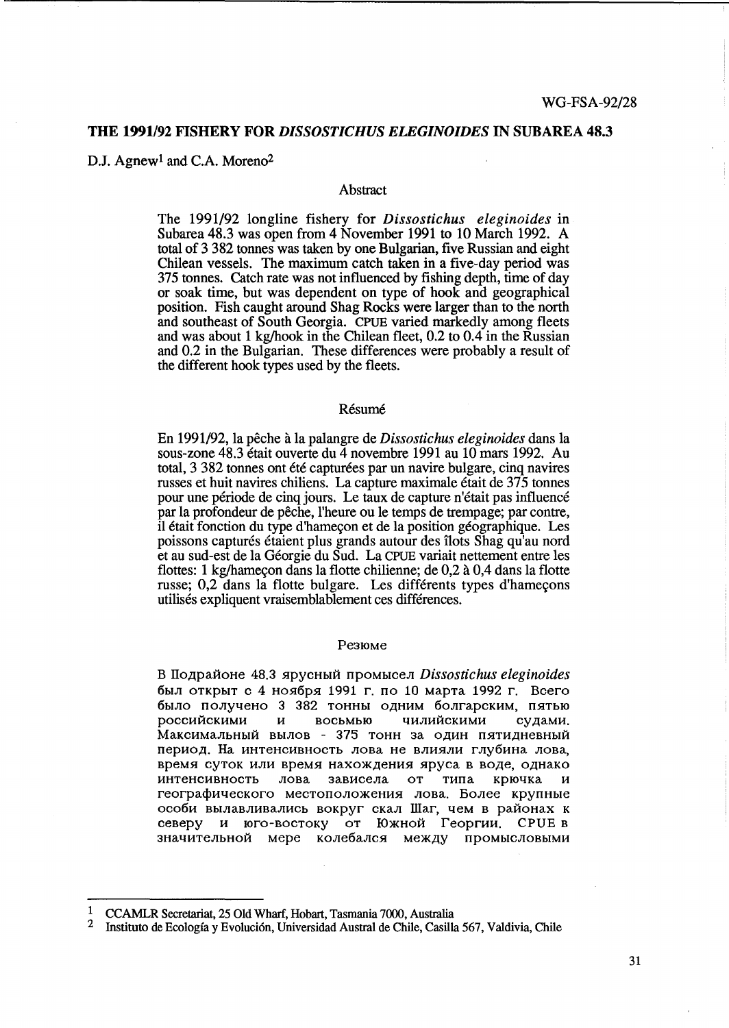WG-FSA-92/28

# THE 1991/92 FISHERY FOR *DISSOSTICHUS ELEGINOIDES* IN SUBAREA 48.3

D.J. Agnew[1] and C.A. Moreno[2]

## Abstract

The 1991/92 longline fishery for *Dissostichus eleginoides* in Subarea 48.3 was open from 4 November 1991 to 10 March 1992. A total of 3 382 tonnes was taken by one Bulgarian, five Russian and eight Chilean vessels. The maximum catch taken in a five-day period was 375 tonnes. Catch rate was not influenced by fishing depth, time of day or soak time, but was dependent on type of hook and geographical position. Fish caught around Shag Rocks were larger than to the north and southeast of South Georgia. CPUE varied markedly among fleets and was about 1 kg/hook in the Chilean fleet, 0.2 to 0.4 in the Russian and 0.2 in the Bulgarian. These differences were probably a result of the different hook types used by the fleets.

## Résumé

En 1991/92, la pêche à la palangre de *Dissostichus eleginoides* dans la sous-zone 48.3 était ouverte du 4 novembre 1991 au 10 mars 1992. Au total, 3 382 tonnes ont été capturées par un navire bulgare, cinq navires russes et huit navires chiliens. La capture maximale était de 375 tonnes pour une période de cinq jours. Le taux de capture n'était pas influencé par la profondeur de pêche, l'heure ou le temps de trempage; par contre, il était fonction du type d'hameçon et de la position géographique. Les poissons capturés étaient plus grands autour des îlots Shag qu'au nord et au sud-est de la Géorgie du Sud. La CPUE variait nettement entre les flottes: 1 kg/hameçon dans la flotte chilienne; de 0,2 à 0,4 dans la flotte russe; 0,2 dans la flotte bulgare. Les différents types d'hameçons utilisés expliquent vraisemblablement ces différences.

## Резюме

В Подрайоне 48.3 ярусный промысел *Dissostichus eleginoides* был открыт с 4 ноября 1991 г. по 10 марта 1992 г. Всего было получено 3 382 тонны одним болгарским, пятью российскими и восемью чилийскими судами. Максимальный вылов - 375 тонн за один пятидневный период. На интенсивность лова не влияли глубина лова, время суток или время нахождения яруса в воде, однако интенсивность лова зависела от типа крючка и географического местоположения лова. Более крупные особи вылавливались вокруг скал Шаг, чем в районах к северу и юго-востоку от Южной Георгии. CPUE в значительной мере колебался между промысловыми

[1] CCAMLR Secretariat, 25 Old Wharf, Hobart, Tasmania 7000, Australia

[2] Instituto de Ecología y Evolución, Universidad Austral de Chile, Casilla 567, Valdivia, Chile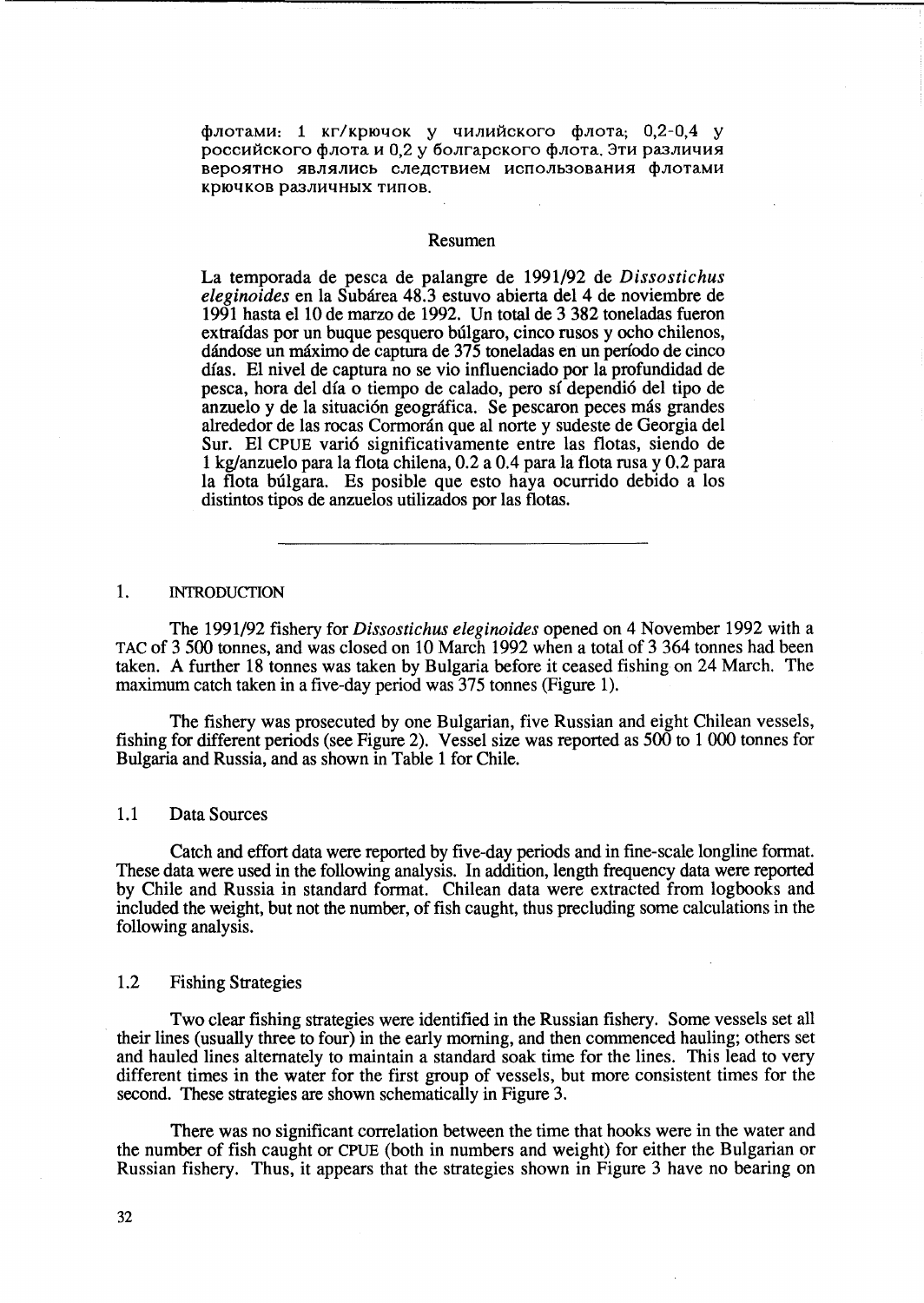флотами: 1 кг/крючок у чилийского флота; 0,2-0,4 у российского флота и 0,2 у болгарского флота. Эти различия вероятно являлись следствием использования флотами крючков различных типов.

## Resumen

La temporada de pesca de palangre de 1991/92 de *Dissostichus eleginoides* en la Subárea 48.3 estuvo abierta del 4 de noviembre de 1991 hasta el 10 de marzo de 1992. Un total de 3 382 toneladas fueron extraídas por un buque pesquero búlgaro, cinco rusos y ocho chilenos, dándose un máximo de captura de 375 toneladas en un período de cinco días. El nivel de captura no se vio influenciado por la profundidad de pesca, hora del día o tiempo de calado, pero sí dependió del tipo de anzuelo y de la situación geográfica. Se pescaron peces más grandes alrededor de las rocas Cormorán que al norte y sudeste de Georgia del Sur. El CPUE varió significativamente entre las flotas, siendo de 1 kg/anzuelo para la flota chilena, 0.2 a 0.4 para la flota rusa y 0.2 para la flota búlgara. Es posible que esto haya ocurrido debido a los distintos tipos de anzuelos utilizados por las flotas.

---

## 1. INTRODUCTION

The 1991/92 fishery for *Dissostichus eleginoides* opened on 4 November 1992 with a TAC of 3 500 tonnes, and was closed on 10 March 1992 when a total of 3 364 tonnes had been taken. A further 18 tonnes was taken by Bulgaria before it ceased fishing on 24 March. The maximum catch taken in a five-day period was 375 tonnes (Figure 1).

The fishery was prosecuted by one Bulgarian, five Russian and eight Chilean vessels, fishing for different periods (see Figure 2). Vessel size was reported as 500 to 1 000 tonnes for Bulgaria and Russia, and as shown in Table 1 for Chile.

### 1.1 Data Sources

Catch and effort data were reported by five-day periods and in fine-scale longline format. These data were used in the following analysis. In addition, length frequency data were reported by Chile and Russia in standard format. Chilean data were extracted from logbooks and included the weight, but not the number, of fish caught, thus precluding some calculations in the following analysis.

### 1.2 Fishing Strategies

Two clear fishing strategies were identified in the Russian fishery. Some vessels set all their lines (usually three to four) in the early morning, and then commenced hauling; others set and hauled lines alternately to maintain a standard soak time for the lines. This lead to very different times in the water for the first group of vessels, but more consistent times for the second. These strategies are shown schematically in Figure 3.

There was no significant correlation between the time that hooks were in the water and the number of fish caught or CPUE (both in numbers and weight) for either the Bulgarian or Russian fishery. Thus, it appears that the strategies shown in Figure 3 have no bearing on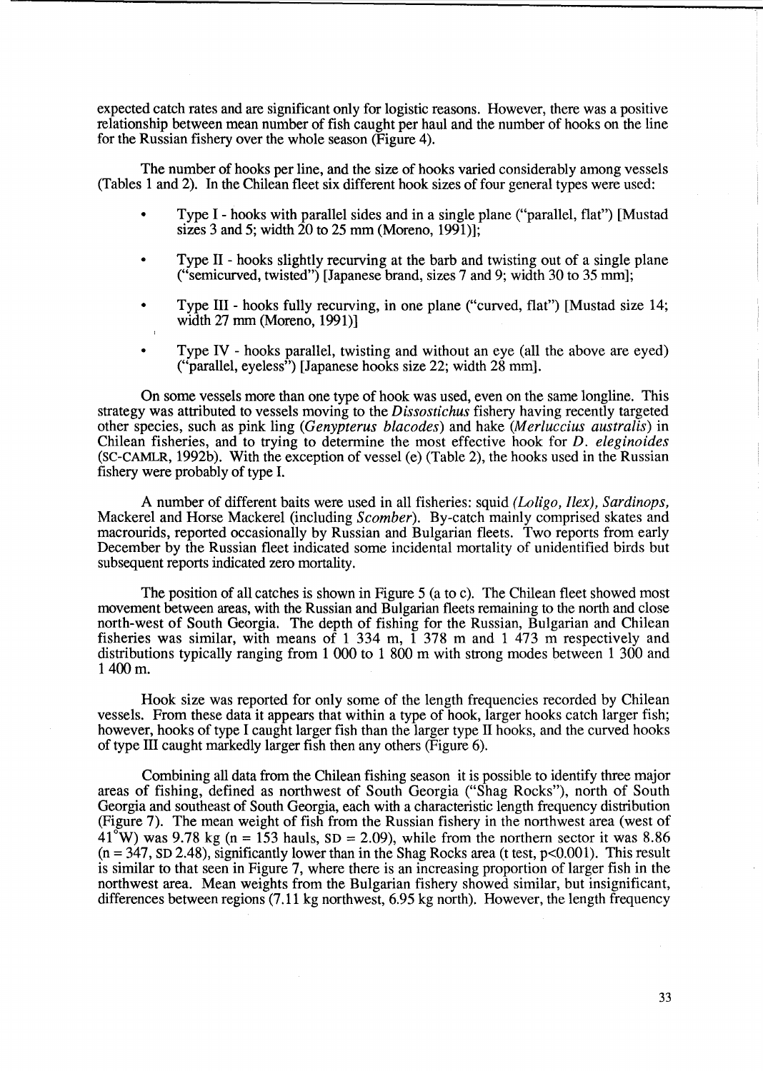expected catch rates and are significant only for logistic reasons. However, there was a positive relationship between mean number of fish caught per haul and the number of hooks on the line for the Russian fishery over the whole season (Figure 4).

The number of hooks per line, and the size of hooks varied considerably among vessels (Tables 1 and 2). In the Chilean fleet six different hook sizes of four general types were used:

- Type I - hooks with parallel sides and in a single plane ("parallel, flat") [Mustad sizes 3 and 5; width 20 to 25 mm (Moreno, 1991)];
- Type II - hooks slightly recurving at the barb and twisting out of a single plane ("semicurved, twisted") [Japanese brand, sizes 7 and 9; width 30 to 35 mm];
- Type III - hooks fully recurving, in one plane ("curved, flat") [Mustad size 14; width 27 mm (Moreno, 1991)]
- Type IV - hooks parallel, twisting and without an eye (all the above are eyed) ("parallel, eyeless") [Japanese hooks size 22; width 28 mm].

On some vessels more than one type of hook was used, even on the same longline. This strategy was attributed to vessels moving to the *Dissostichus* fishery having recently targeted other species, such as pink ling (*Genypterus blacodes*) and hake (*Merluccius australis*) in Chilean fisheries, and to trying to determine the most effective hook for *D. eleginoides* (SC-CAMLR, 1992b). With the exception of vessel (e) (Table 2), the hooks used in the Russian fishery were probably of type I.

A number of different baits were used in all fisheries: squid (*Loligo, Ilex*), *Sardinops*, Mackerel and Horse Mackerel (including *Scomber*). By-catch mainly comprised skates and macrourids, reported occasionally by Russian and Bulgarian fleets. Two reports from early December by the Russian fleet indicated some incidental mortality of unidentified birds but subsequent reports indicated zero mortality.

The position of all catches is shown in Figure 5 (a to c). The Chilean fleet showed most movement between areas, with the Russian and Bulgarian fleets remaining to the north and close north-west of South Georgia. The depth of fishing for the Russian, Bulgarian and Chilean fisheries was similar, with means of 1 334 m, 1 378 m and 1 473 m respectively and distributions typically ranging from 1 000 to 1 800 m with strong modes between 1 300 and 1 400 m.

Hook size was reported for only some of the length frequencies recorded by Chilean vessels. From these data it appears that within a type of hook, larger hooks catch larger fish; however, hooks of type I caught larger fish than the larger type II hooks, and the curved hooks of type III caught markedly larger fish then any others (Figure 6).

Combining all data from the Chilean fishing season it is possible to identify three major areas of fishing, defined as northwest of South Georgia ("Shag Rocks"), north of South Georgia and southeast of South Georgia, each with a characteristic length frequency distribution (Figure 7). The mean weight of fish from the Russian fishery in the northwest area (west of 41°W) was 9.78 kg ($n = 153$ hauls, SD = 2.09), while from the northern sector it was 8.86 ($n = 347$, SD 2.48), significantly lower than in the Shag Rocks area (t test, $p<0.001$). This result is similar to that seen in Figure 7, where there is an increasing proportion of larger fish in the northwest area. Mean weights from the Bulgarian fishery showed similar, but insignificant, differences between regions (7.11 kg northwest, 6.95 kg north). However, the length frequency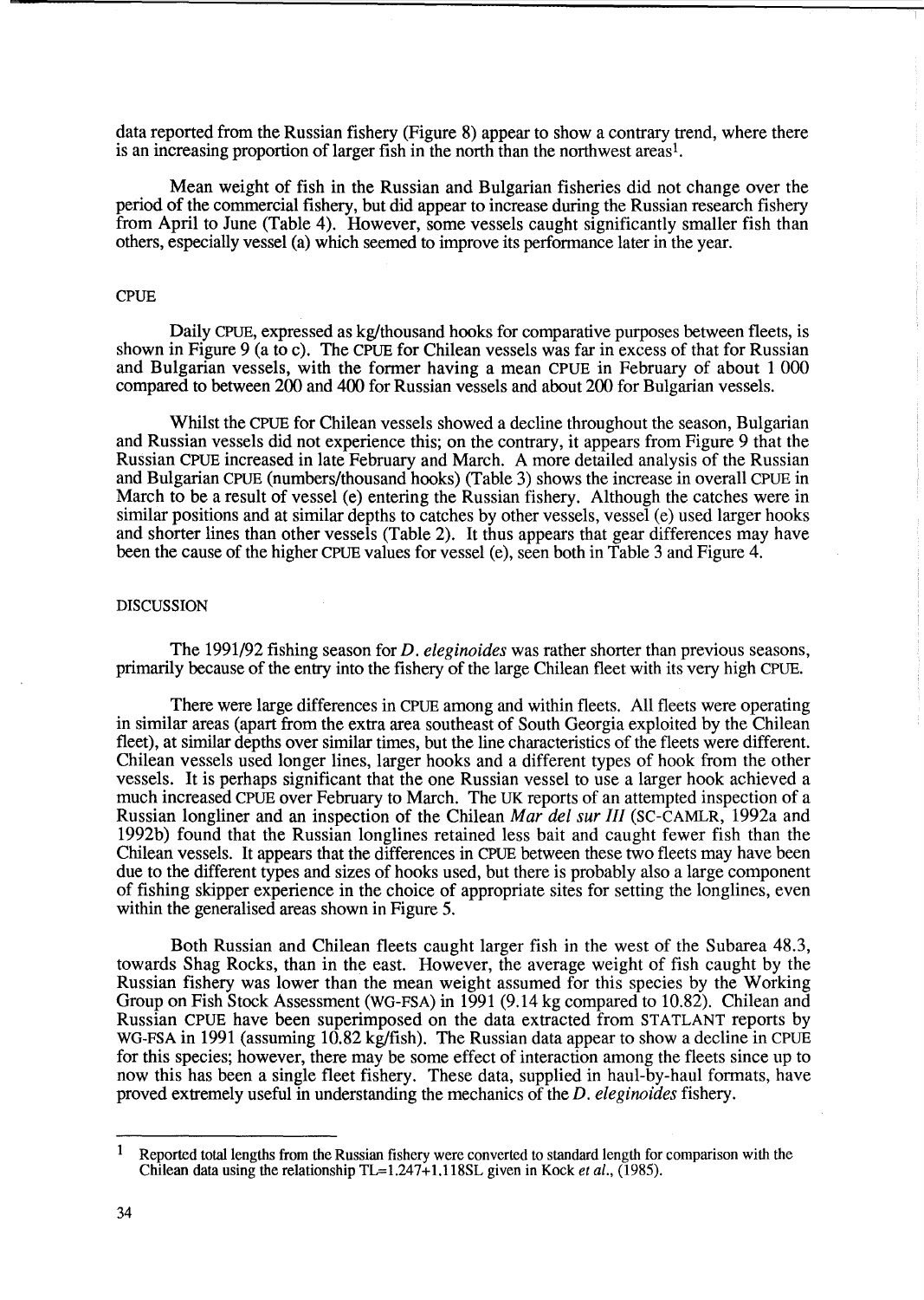data reported from the Russian fishery (Figure 8) appear to show a contrary trend, where there is an increasing proportion of larger fish in the north than the northwest areas[1].

Mean weight of fish in the Russian and Bulgarian fisheries did not change over the period of the commercial fishery, but did appear to increase during the Russian research fishery from April to June (Table 4). However, some vessels caught significantly smaller fish than others, especially vessel (a) which seemed to improve its performance later in the year.

## CPUE

Daily CPUE, expressed as kg/thousand hooks for comparative purposes between fleets, is shown in Figure 9 (a to c). The CPUE for Chilean vessels was far in excess of that for Russian and Bulgarian vessels, with the former having a mean CPUE in February of about 1 000 compared to between 200 and 400 for Russian vessels and about 200 for Bulgarian vessels.

Whilst the CPUE for Chilean vessels showed a decline throughout the season, Bulgarian and Russian vessels did not experience this; on the contrary, it appears from Figure 9 that the Russian CPUE increased in late February and March. A more detailed analysis of the Russian and Bulgarian CPUE (numbers/thousand hooks) (Table 3) shows the increase in overall CPUE in March to be a result of vessel (e) entering the Russian fishery. Although the catches were in similar positions and at similar depths to catches by other vessels, vessel (e) used larger hooks and shorter lines than other vessels (Table 2). It thus appears that gear differences may have been the cause of the higher CPUE values for vessel (e), seen both in Table 3 and Figure 4.

## DISCUSSION

The 1991/92 fishing season for *D. eleginoides* was rather shorter than previous seasons, primarily because of the entry into the fishery of the large Chilean fleet with its very high CPUE.

There were large differences in CPUE among and within fleets. All fleets were operating in similar areas (apart from the extra area southeast of South Georgia exploited by the Chilean fleet), at similar depths over similar times, but the line characteristics of the fleets were different. Chilean vessels used longer lines, larger hooks and a different types of hook from the other vessels. It is perhaps significant that the one Russian vessel to use a larger hook achieved a much increased CPUE over February to March. The UK reports of an attempted inspection of a Russian longliner and an inspection of the Chilean *Mar del sur III* (SC-CAMLR, 1992a and 1992b) found that the Russian longlines retained less bait and caught fewer fish than the Chilean vessels. It appears that the differences in CPUE between these two fleets may have been due to the different types and sizes of hooks used, but there is probably also a large component of fishing skipper experience in the choice of appropriate sites for setting the longlines, even within the generalised areas shown in Figure 5.

Both Russian and Chilean fleets caught larger fish in the west of the Subarea 48.3, towards Shag Rocks, than in the east. However, the average weight of fish caught by the Russian fishery was lower than the mean weight assumed for this species by the Working Group on Fish Stock Assessment (WG-FSA) in 1991 (9.14 kg compared to 10.82). Chilean and Russian CPUE have been superimposed on the data extracted from STATLANT reports by WG-FSA in 1991 (assuming 10.82 kg/fish). The Russian data appear to show a decline in CPUE for this species; however, there may be some effect of interaction among the fleets since up to now this has been a single fleet fishery. These data, supplied in haul-by-haul formats, have proved extremely useful in understanding the mechanics of the *D. eleginoides* fishery.

---

[1] Reported total lengths from the Russian fishery were converted to standard length for comparison with the Chilean data using the relationship $TL=1.247+1.118SL$ given in Kock *et al.*, (1985).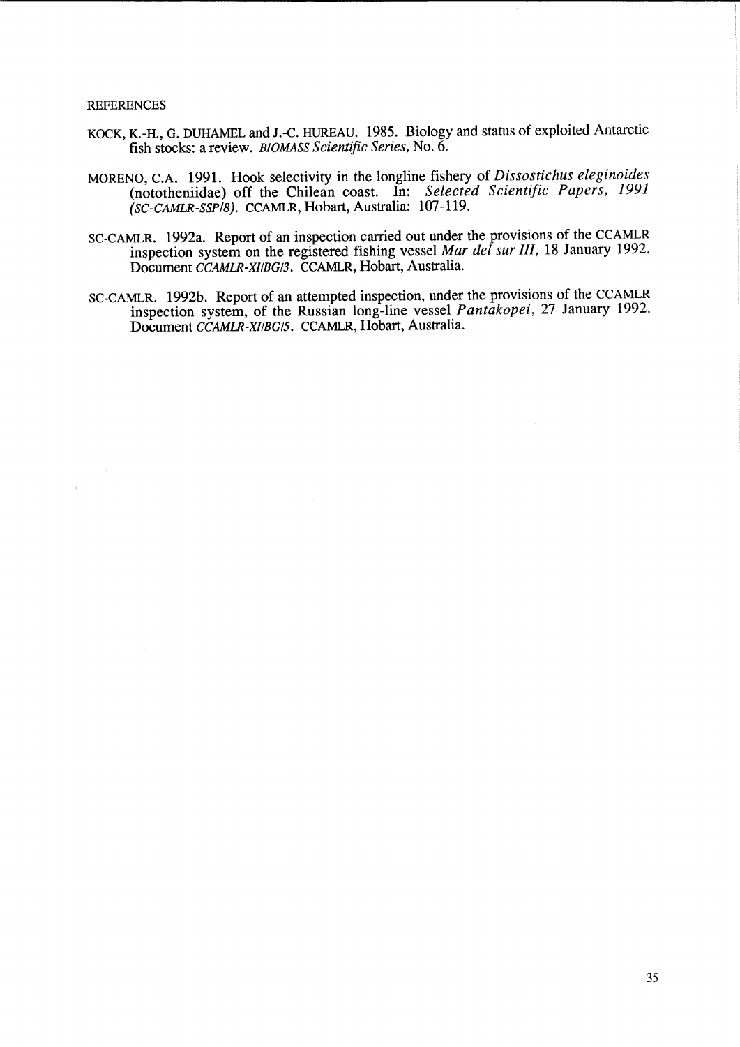## REFERENCES

KOCK, K.-H., G. DUHAMEL and J.-C. HUREAU. 1985. Biology and status of exploited Antarctic fish stocks: a review. *BIOMASS Scientific Series*, No. 6.

MORENO, C.A. 1991. Hook selectivity in the longline fishery of *Dissostichus eleginoides* (nototheniidae) off the Chilean coast. In: *Selected Scientific Papers, 1991 (SC-CAMLR-SSP/8)*. CCAMLR, Hobart, Australia: 107-119.

SC-CAMLR. 1992a. Report of an inspection carried out under the provisions of the CCAMLR inspection system on the registered fishing vessel *Mar del sur III*, 18 January 1992. Document *CCAMLR-XI/BG/3*. CCAMLR, Hobart, Australia.

SC-CAMLR. 1992b. Report of an attempted inspection, under the provisions of the CCAMLR inspection system, of the Russian long-line vessel *Pantakopei*, 27 January 1992. Document *CCAMLR-XI/BG/5*. CCAMLR, Hobart, Australia.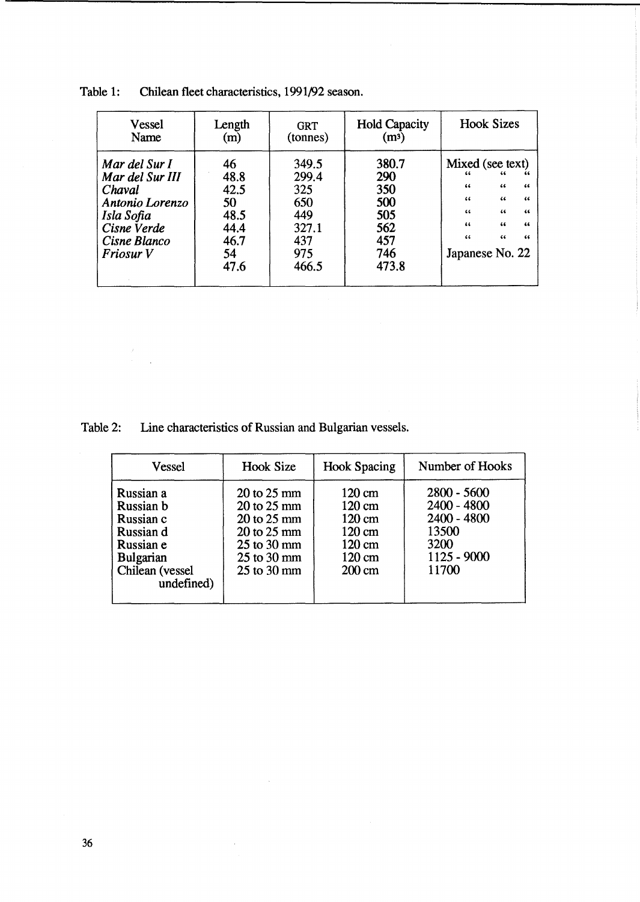Table 1: Chilean fleet characteristics, 1991/92 season.

| Vessel Name | Length (m) | GRT (tonnes) | Hold Capacity ($m^3$) | Hook Sizes |
|---|---|---|---|---|
| *Mar del Sur I* | 46 | 349.5 | 380.7 | Mixed (see text) |
| *Mar del Sur III* | 48.8 | 299.4 | 290 | " " " |
| *Chaval* | 42.5 | 325 | 350 | " " " |
| *Antonio Lorenzo* | 50 | 650 | 500 | " " " |
| *Isla Sofia* | 48.5 | 449 | 505 | " " " |
| *Cisne Verde* | 44.4 | 327.1 | 562 | " " " |
| *Cisne Blanco* | 46.7 | 437 | 457 | " " " |
| *Friosur V* | 54 | 975 | 746 | Japanese No. 22 |
| | 47.6 | 466.5 | 473.8 | |

Table 2: Line characteristics of Russian and Bulgarian vessels.

| Vessel | Hook Size | Hook Spacing | Number of Hooks |
|---|---|---|---|
| Russian a | 20 to 25 mm | 120 cm | 2800 - 5600 |
| Russian b | 20 to 25 mm | 120 cm | 2400 - 4800 |
| Russian c | 20 to 25 mm | 120 cm | 2400 - 4800 |
| Russian d | 20 to 25 mm | 120 cm | 13500 |
| Russian e | 25 to 30 mm | 120 cm | 3200 |
| Bulgarian | 25 to 30 mm | 120 cm | 1125 - 9000 |
| Chilean (vessel undefined) | 25 to 30 mm | 200 cm | 11700 |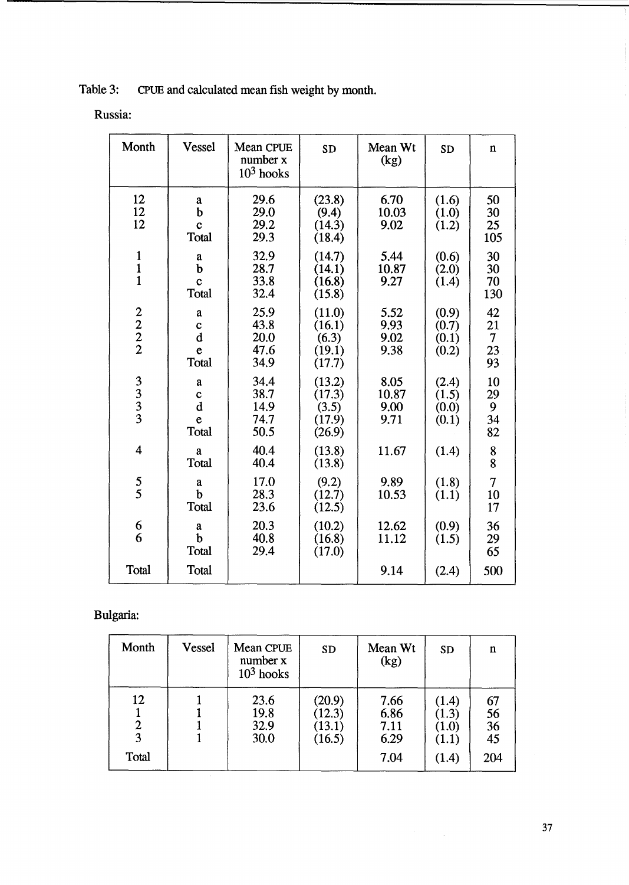Table 3: CPUE and calculated mean fish weight by month.

Russia:

| Month | Vessel | Mean CPUE number x $10^3$ hooks | SD | Mean Wt (kg) | SD | n |
|---|---|---|---|---|---|---|
| 12 | a | 29.6 | (23.8) | 6.70 | (1.6) | 50 |
| 12 | b | 29.0 | (9.4) | 10.03 | (1.0) | 30 |
| 12 | c | 29.2 | (14.3) | 9.02 | (1.2) | 25 |
| | Total | 29.3 | (18.4) | | | 105 |
| 1 | a | 32.9 | (14.7) | 5.44 | (0.6) | 30 |
| 1 | b | 28.7 | (14.1) | 10.87 | (2.0) | 30 |
| 1 | c | 33.8 | (16.8) | 9.27 | (1.4) | 70 |
| | Total | 32.4 | (15.8) | | | 130 |
| 2 | a | 25.9 | (11.0) | 5.52 | (0.9) | 42 |
| 2 | c | 43.8 | (16.1) | 9.93 | (0.7) | 21 |
| 2 | d | 20.0 | (6.3) | 9.02 | (0.1) | 7 |
| 2 | e | 47.6 | (19.1) | 9.38 | (0.2) | 23 |
| | Total | 34.9 | (17.7) | | | 93 |
| 3 | a | 34.4 | (13.2) | 8.05 | (2.4) | 10 |
| 3 | c | 38.7 | (17.3) | 10.87 | (1.5) | 29 |
| 3 | d | 14.9 | (3.5) | 9.00 | (0.0) | 9 |
| 3 | e | 74.7 | (17.9) | 9.71 | (0.1) | 34 |
| | Total | 50.5 | (26.9) | | | 82 |
| 4 | a | 40.4 | (13.8) | 11.67 | (1.4) | 8 |
| | Total | 40.4 | (13.8) | | | 8 |
| 5 | a | 17.0 | (9.2) | 9.89 | (1.8) | 7 |
| 5 | b | 28.3 | (12.7) | 10.53 | (1.1) | 10 |
| | Total | 23.6 | (12.5) | | | 17 |
| 6 | a | 20.3 | (10.2) | 12.62 | (0.9) | 36 |
| 6 | b | 40.8 | (16.8) | 11.12 | (1.5) | 29 |
| | Total | 29.4 | (17.0) | | | 65 |
| Total | Total | | | 9.14 | (2.4) | 500 |

Bulgaria:

| Month | Vessel | Mean CPUE number x $10^3$ hooks | SD | Mean Wt (kg) | SD | n |
|---|---|---|---|---|---|---|
| 12 | 1 | 23.6 | (20.9) | 7.66 | (1.4) | 67 |
| 1 | 1 | 19.8 | (12.3) | 6.86 | (1.3) | 56 |
| 2 | 1 | 32.9 | (13.1) | 7.11 | (1.0) | 36 |
| 3 | 1 | 30.0 | (16.5) | 6.29 | (1.1) | 45 |
| Total | | | | 7.04 | (1.4) | 204 |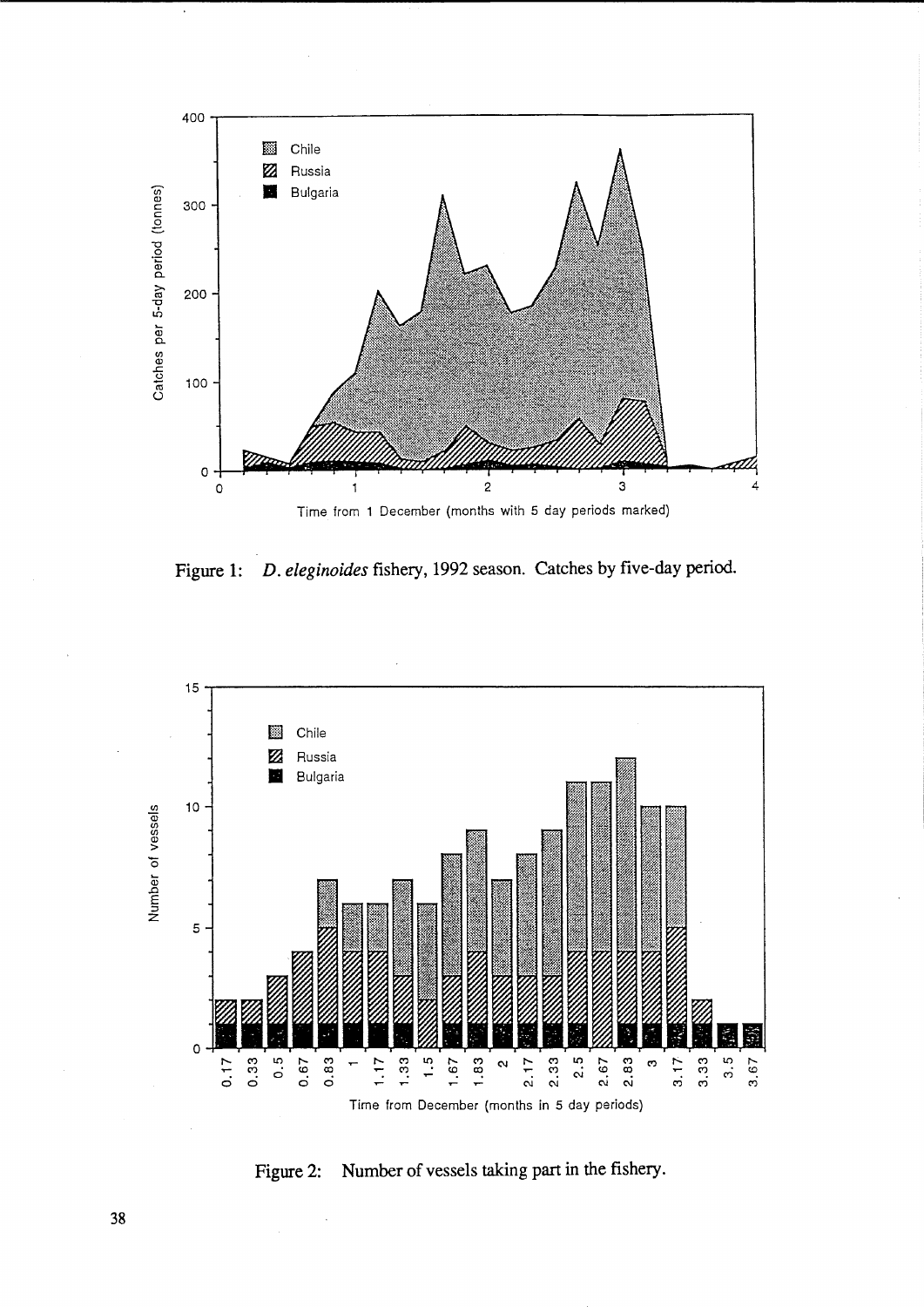Figure 1: *D. eleginoides* fishery, 1992 season. Catches by five-day period.

Figure 2: Number of vessels taking part in the fishery.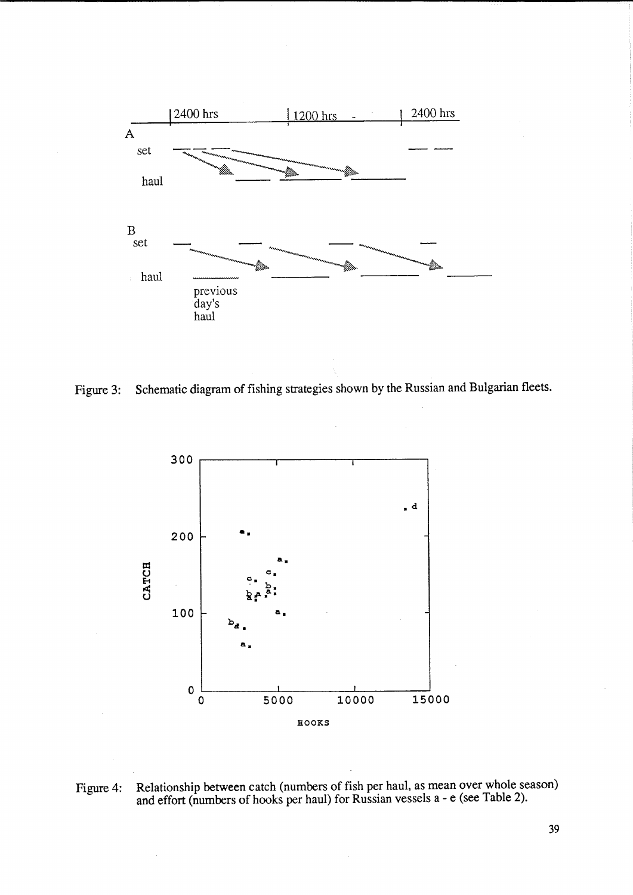Figure 3: Schematic diagram of fishing strategies shown by the Russian and Bulgarian fleets.

Figure 4: Relationship between catch (numbers of fish per haul, as mean over whole season) and effort (numbers of hooks per haul) for Russian vessels a - e (see Table 2).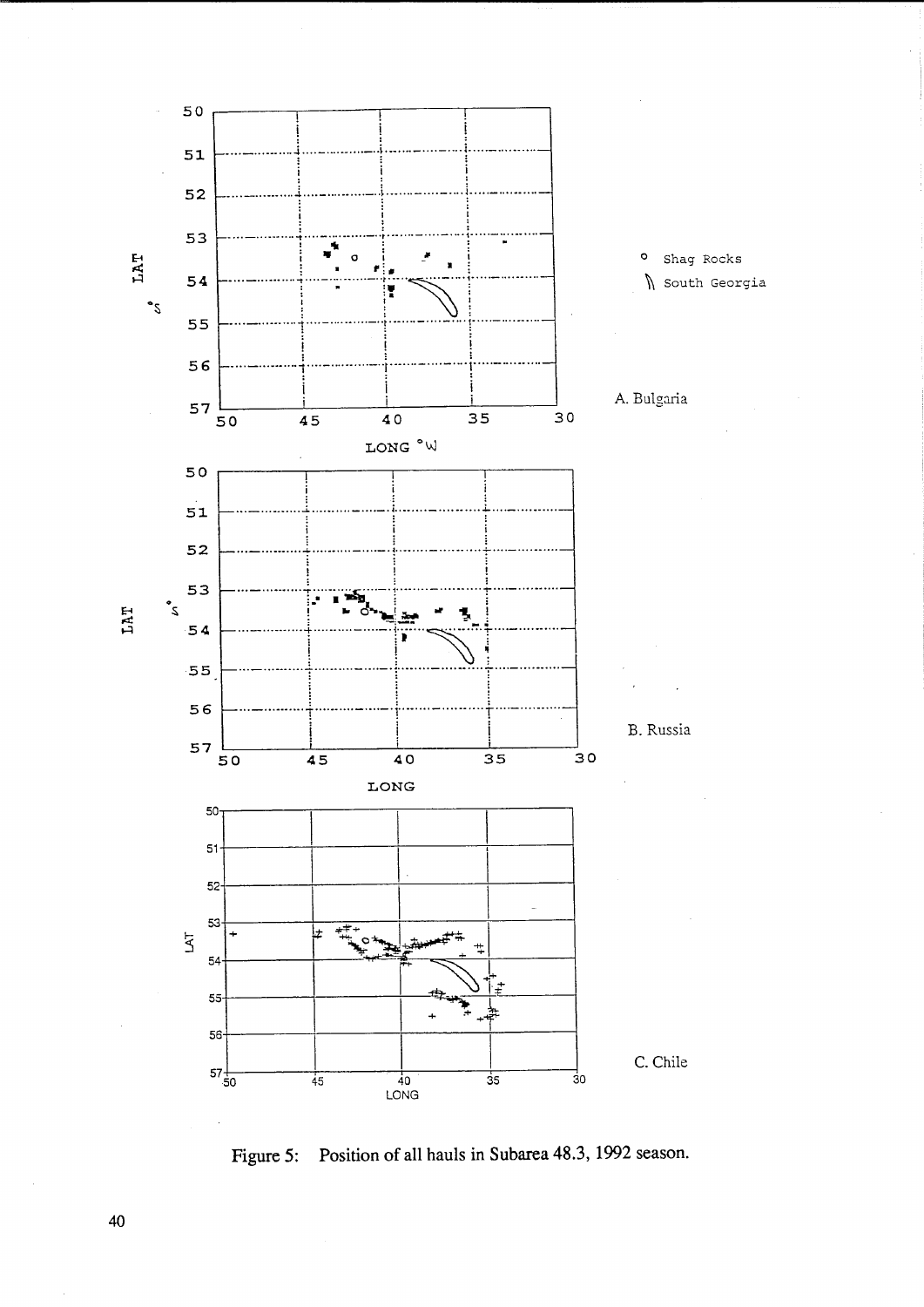A. Bulgaria

B. Russia

C. Chile

Figure 5: Position of all hauls in Subarea 48.3, 1992 season.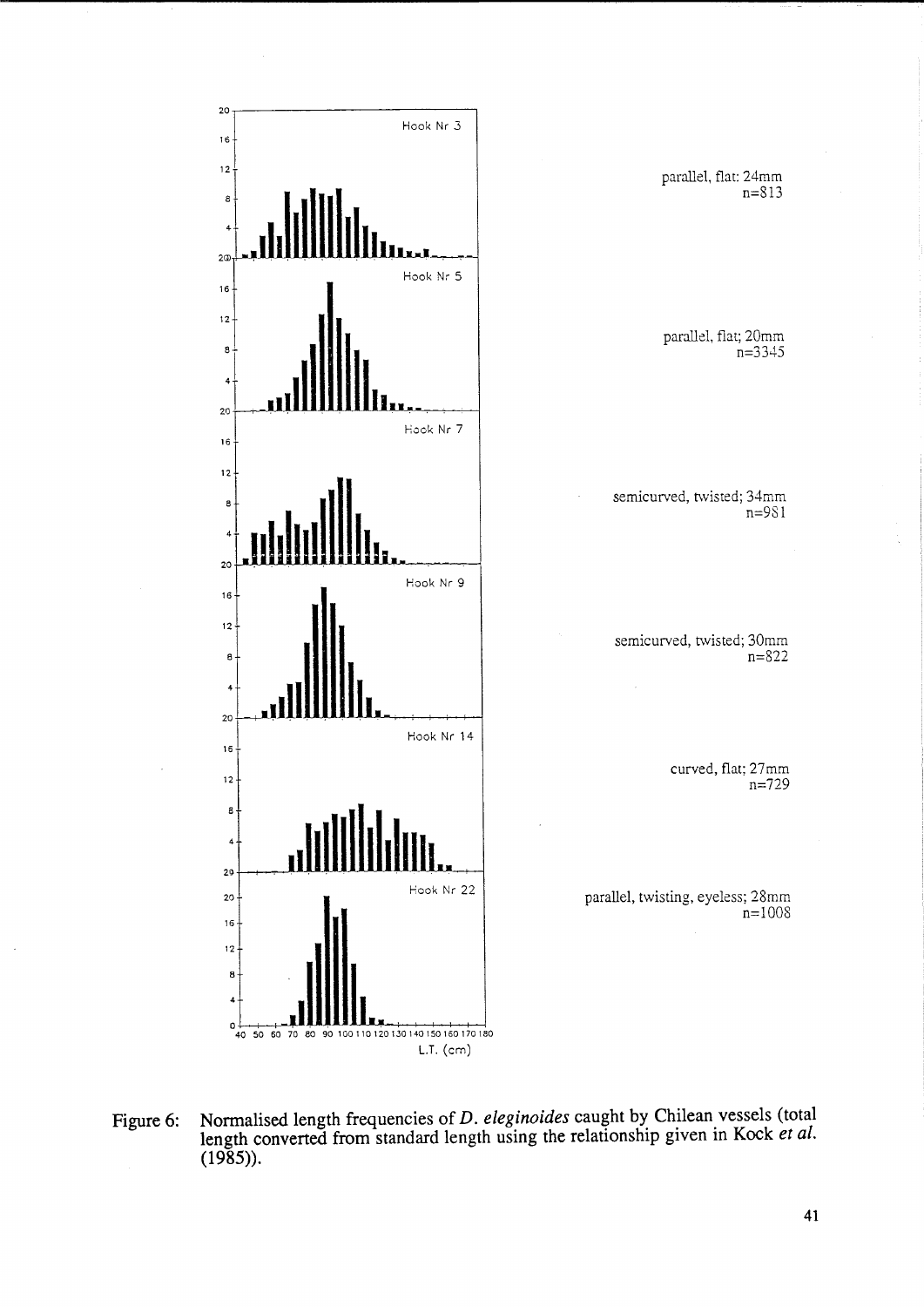parallel, flat: 24mm
n=813

parallel, flat; 20mm
n=3345

semicurved, twisted; 34mm
n=981

semicurved, twisted; 30mm
n=822

curved, flat; 27mm
n=729

parallel, twisting, eyeless; 28mm
n=1008

Figure 6: Normalised length frequencies of *D. eleginoides* caught by Chilean vessels (total length converted from standard length using the relationship given in Kock *et al.* (1985)).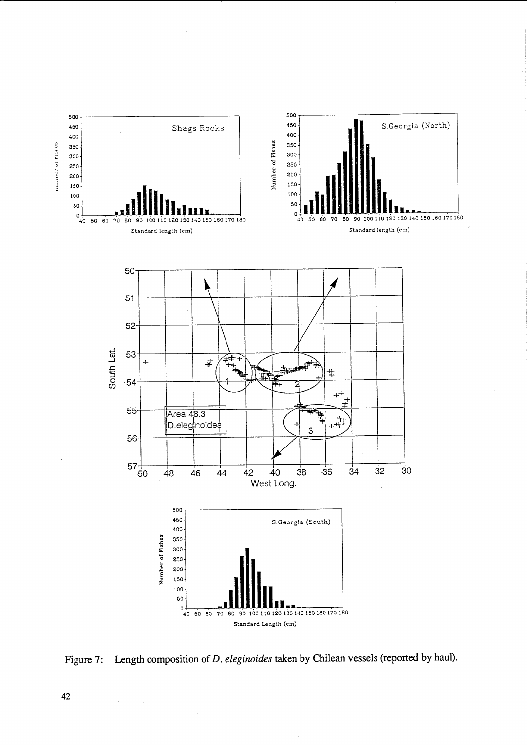Figure 7: Length composition of *D. eleginoides* taken by Chilean vessels (reported by haul).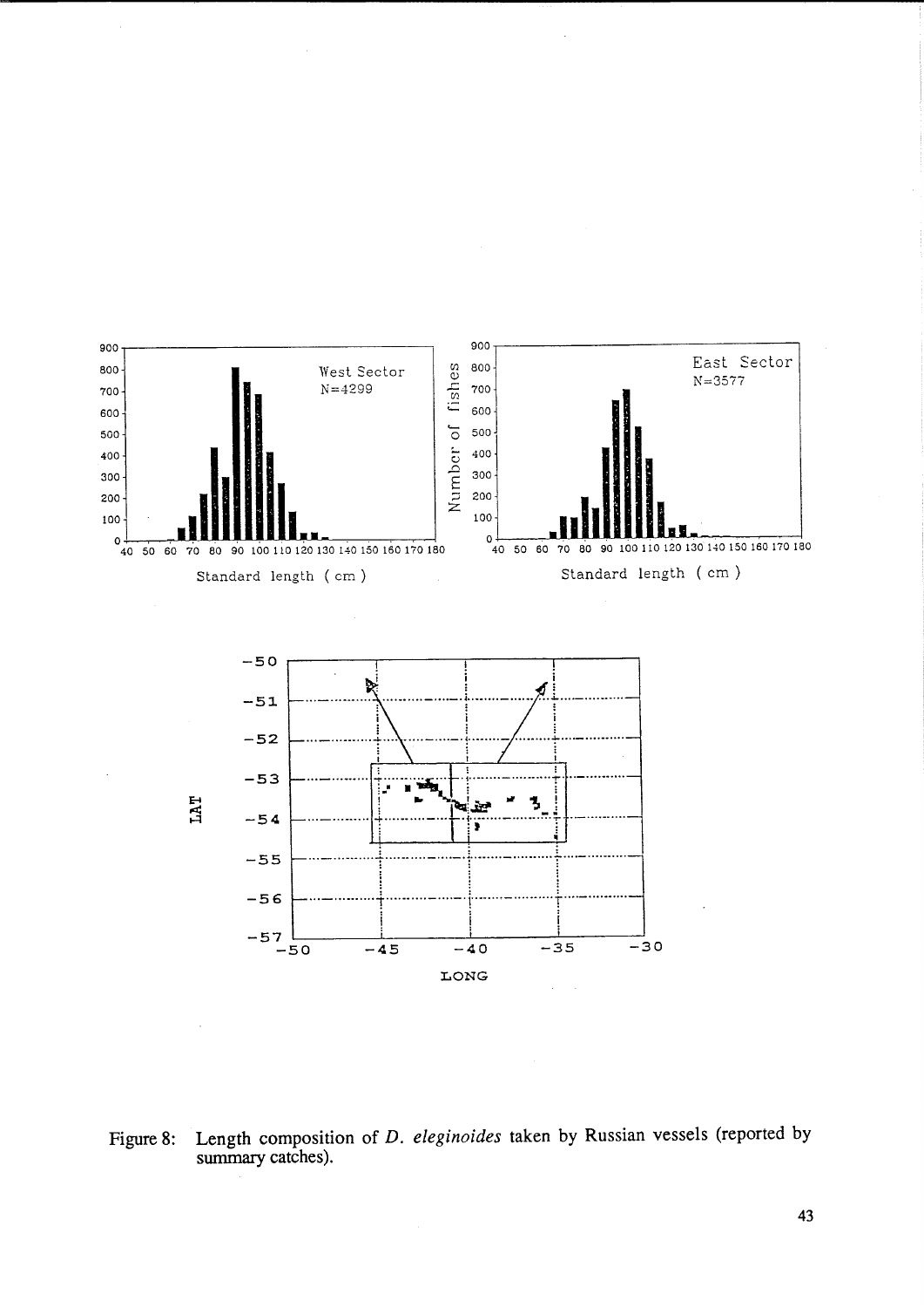Figure 8: Length composition of *D. eleginoides* taken by Russian vessels (reported by summary catches).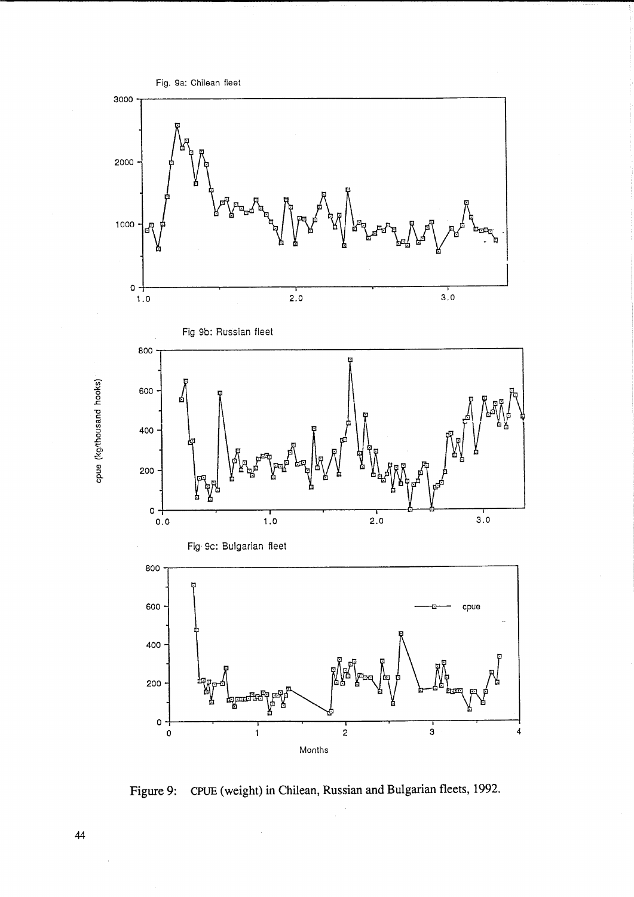Figure 9: CPUE (weight) in Chilean, Russian and Bulgarian fleets, 1992.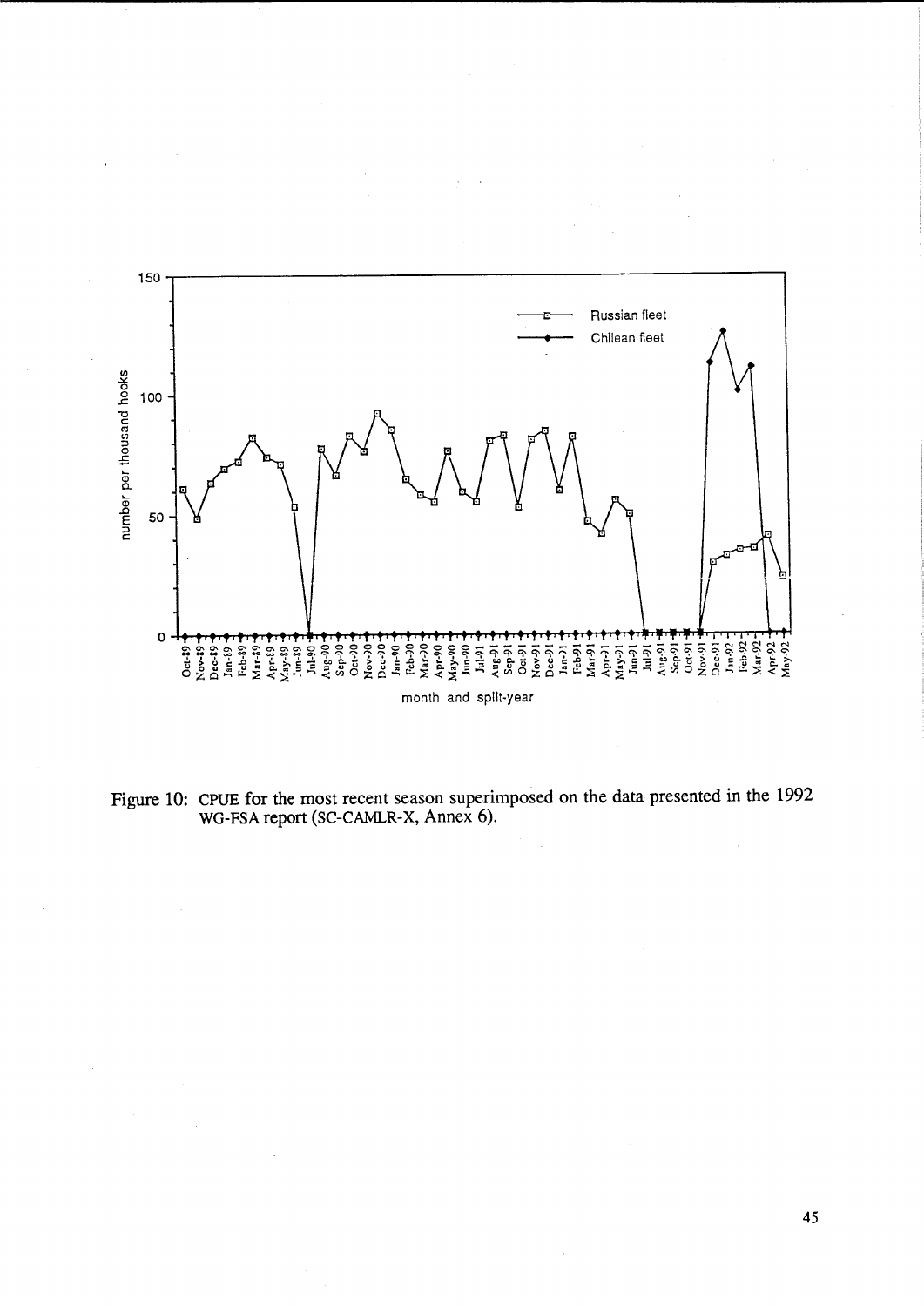Figure 10: CPUE for the most recent season superimposed on the data presented in the 1992 WG-FSA report (SC-CAMLR-X, Annex 6).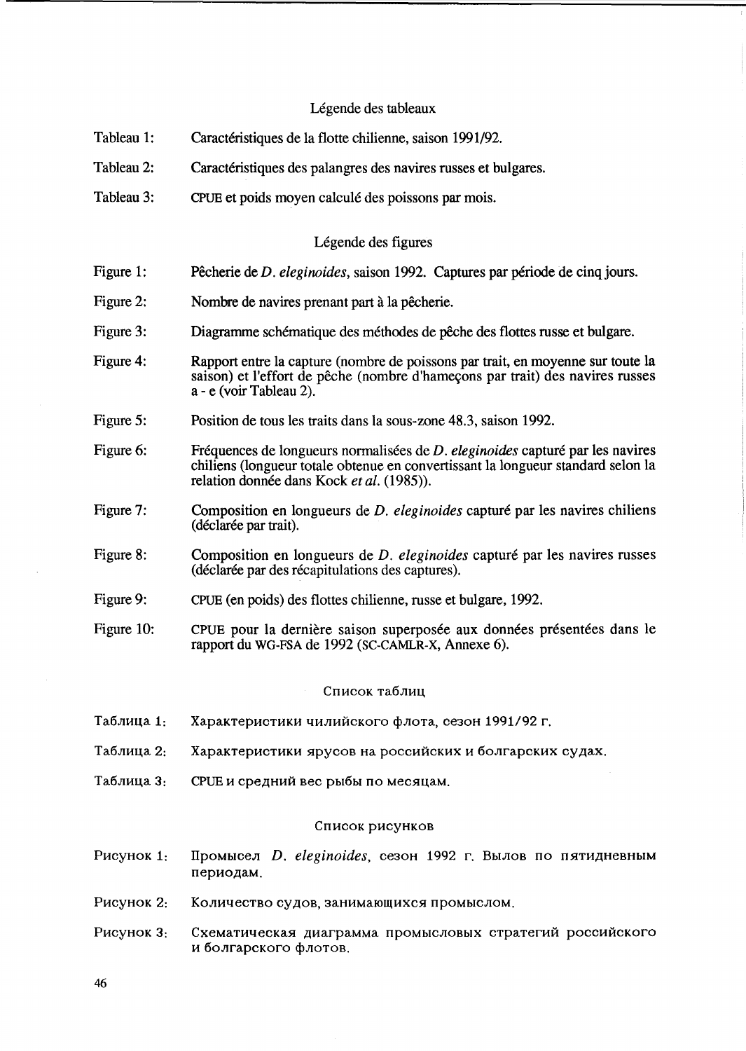## Légende des tableaux

Tableau 1: Caractéristiques de la flotte chilienne, saison 1991/92.

Tableau 2: Caractéristiques des palangres des navires russes et bulgares.

Tableau 3: CPUE et poids moyen calculé des poissons par mois.

## Légende des figures

Figure 1: Pêcherie de *D. eleginoides*, saison 1992. Captures par période de cinq jours.

Figure 2: Nombre de navires prenant part à la pêcherie.

Figure 3: Diagramme schématique des méthodes de pêche des flottes russe et bulgare.

Figure 4: Rapport entre la capture (nombre de poissons par trait, en moyenne sur toute la saison) et l'effort de pêche (nombre d'hameçons par trait) des navires russes a - e (voir Tableau 2).

Figure 5: Position de tous les traits dans la sous-zone 48.3, saison 1992.

Figure 6: Fréquences de longueurs normalisées de *D. eleginoides* capturé par les navires chiliens (longueur totale obtenue en convertissant la longueur standard selon la relation donnée dans Kock *et al.* (1985)).

Figure 7: Composition en longueurs de *D. eleginoides* capturé par les navires chiliens (déclarée par trait).

Figure 8: Composition en longueurs de *D. eleginoides* capturé par les navires russes (déclarée par des récapitulations des captures).

Figure 9: CPUE (en poids) des flottes chilienne, russe et bulgare, 1992.

Figure 10: CPUE pour la dernière saison superposée aux données présentées dans le rapport du WG-FSA de 1992 (SC-CAMLR-X, Annexe 6).

## Список таблиц

Таблица 1: Характеристики чилийского флота, сезон 1991/92 г.

Таблица 2: Характеристики ярусов на российских и болгарских судах.

Таблица 3: CPUE и средний вес рыбы по месяцам.

## Список рисунков

Рисунок 1: Промысел *D. eleginoides*, сезон 1992 г. Вылов по пятидневным периодам.

Рисунок 2: Количество судов, занимающихся промыслом.

Рисунок 3: Схематическая диаграмма промысловых стратегий российского и болгарского флотов.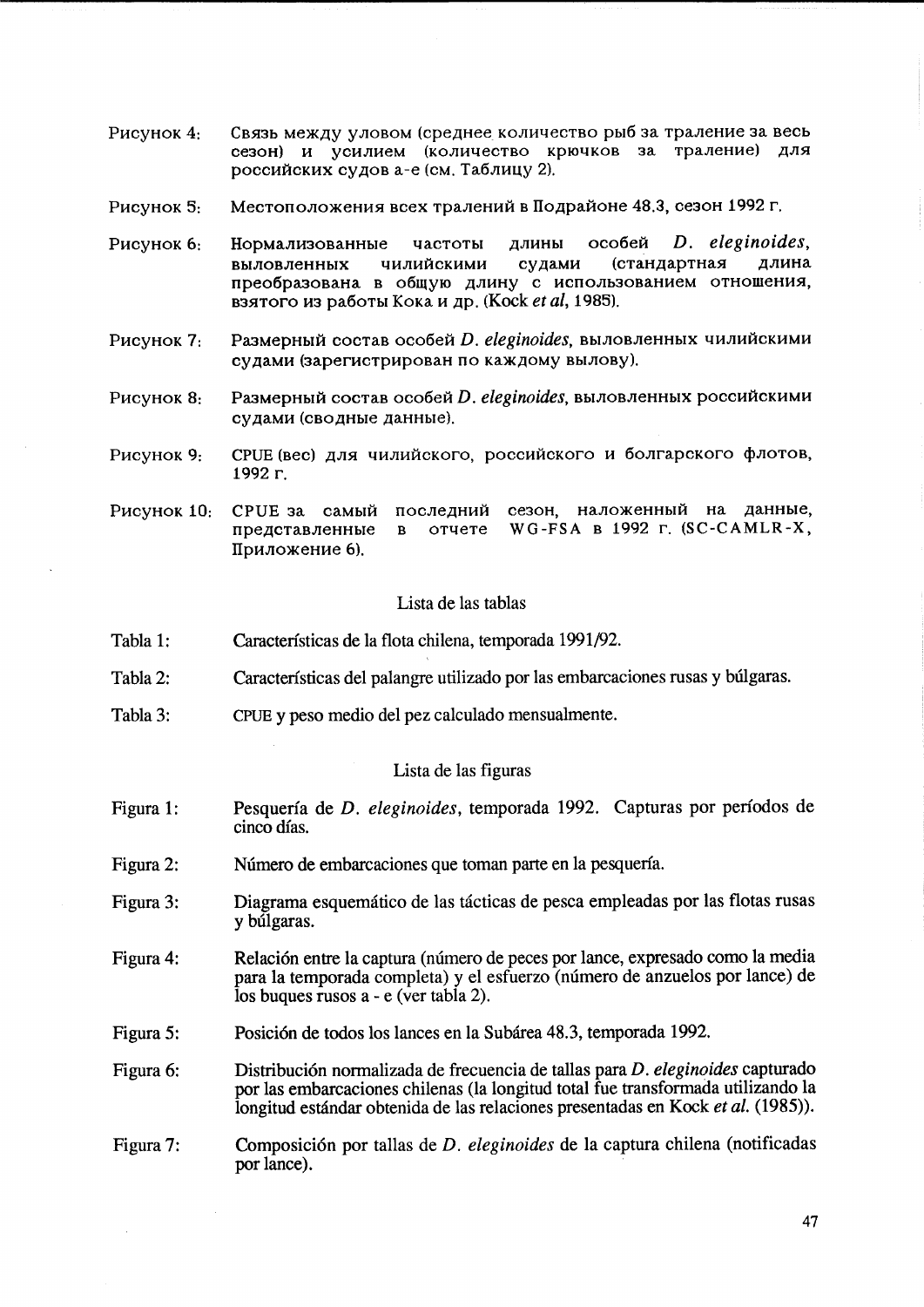Рисунок 4: Связь между уловом (среднее количество рыб за траление за весь сезон) и усилием (количество крючков за траление) для российских судов a-e (см. Таблицу 2).

Рисунок 5: Местоположения всех тралений в Подрайоне 48.3, сезон 1992 г.

Рисунок 6: Нормализованные частоты длины особей *D. eleginoides*, выловленных чилийскими судами (стандартная длина преобразована в общую длину с использованием отношения, взятого из работы Кока и др. (Kock *et al*, 1985).

Рисунок 7: Размерный состав особей *D. eleginoides*, выловленных чилийскими судами (зарегистрирован по каждому вылову).

Рисунок 8: Размерный состав особей *D. eleginoides*, выловленных российскими судами (сводные данные).

Рисунок 9: CPUE (вес) для чилийского, российского и болгарского флотов, 1992 г.

Рисунок 10: CPUE за самый последний сезон, наложенный на данные, представленные в отчете WG-FSA в 1992 г. (SC-CAMLR-X, Приложение 6).

## Lista de las tablas

Tabla 1: Características de la flota chilena, temporada 1991/92.

Tabla 2: Características del palangre utilizado por las embarcaciones rusas y búlgaras.

Tabla 3: CPUE y peso medio del pez calculado mensualmente.

## Lista de las figuras

Figura 1: Pesquería de *D. eleginoides*, temporada 1992. Capturas por períodos de cinco días.

Figura 2: Número de embarcaciones que toman parte en la pesquería.

Figura 3: Diagrama esquemático de las tácticas de pesca empleadas por las flotas rusas y búlgaras.

Figura 4: Relación entre la captura (número de peces por lance, expresado como la media para la temporada completa) y el esfuerzo (número de anzuelos por lance) de los buques rusos a - e (ver tabla 2).

Figura 5: Posición de todos los lances en la Subárea 48.3, temporada 1992.

Figura 6: Distribución normalizada de frecuencia de tallas para *D. eleginoides* capturado por las embarcaciones chilenas (la longitud total fue transformada utilizando la longitud estándar obtenida de las relaciones presentadas en Kock *et al.* (1985)).

Figura 7: Composición por tallas de *D. eleginoides* de la captura chilena (notificadas por lance).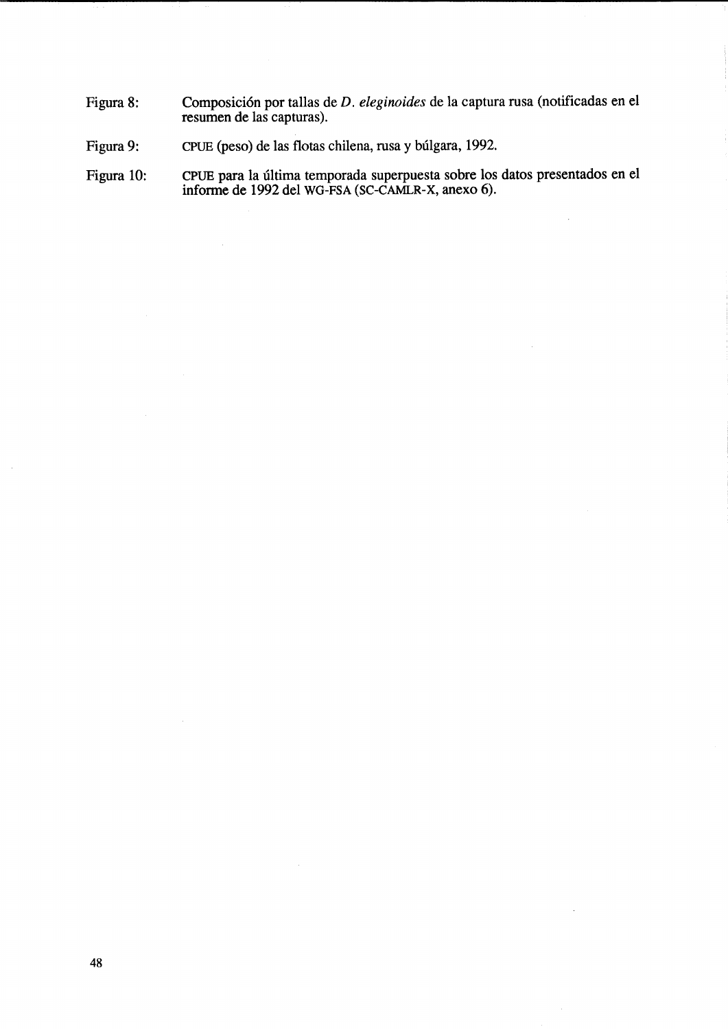Figura 8: Composición por tallas de *D. eleginoides* de la captura rusa (notificadas en el resumen de las capturas).

Figura 9: CPUE (peso) de las flotas chilena, rusa y búlgara, 1992.

Figura 10: CPUE para la última temporada superpuesta sobre los datos presentados en el informe de 1992 del WG-FSA (SC-CAMLR-X, anexo 6).